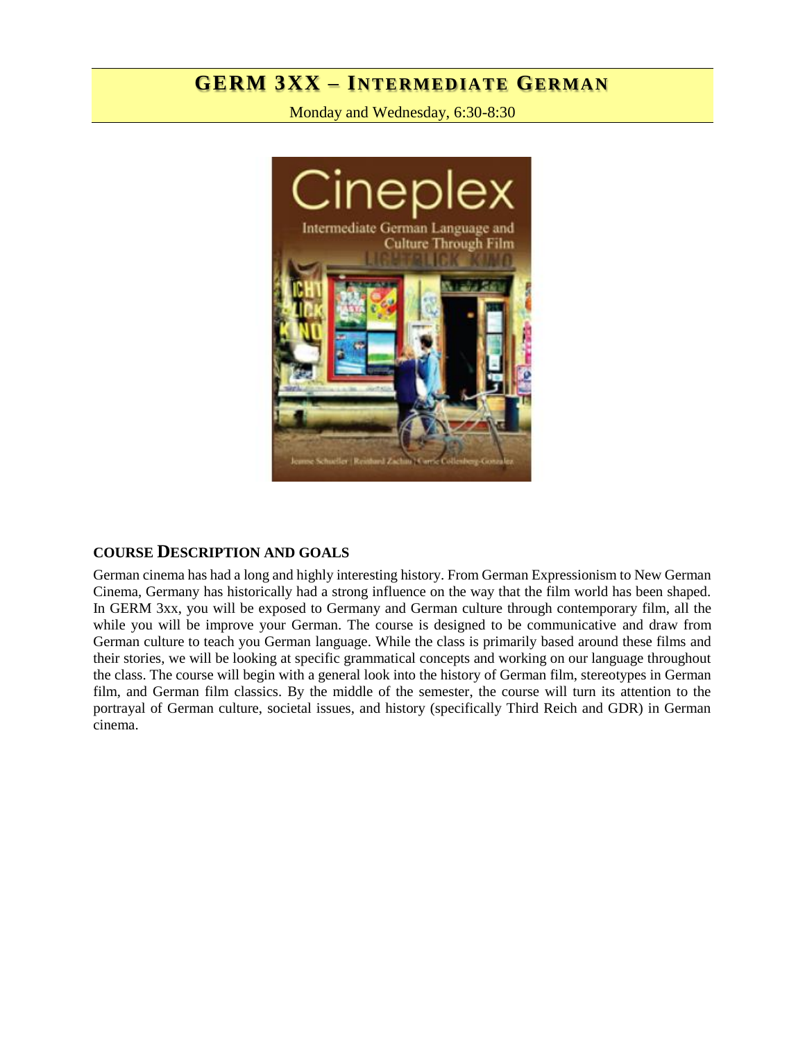# GERM 3XX – INTERMEDIATE GERMAN

Monday and Wednesday, 6:30-8:30

## COURSE DESCRIPTION AND GOALS

German cinema has had a long and highly interesting history. From German Expressionism to New German Cinema, Germany has historically had a strong influence on the way that the film world has been shaped. In GERM 3xx, you will be exposed to Germany and German culture through contemporary film, all the while you will be improve your German. The course is designed to be communicative and draw from German culture to teach you German language. While the class is primarily based around these films and their stories, we will be looking at specific grammatical concepts and working on our language throughout the class. The course will begin with a general look into the history of German film, stereotypes in German film, and German film classics. By the middle of the semester, the course will turn its attention to the portrayal of German culture, societal issues, and history (specifically Third Reich and GDR) in German cinema.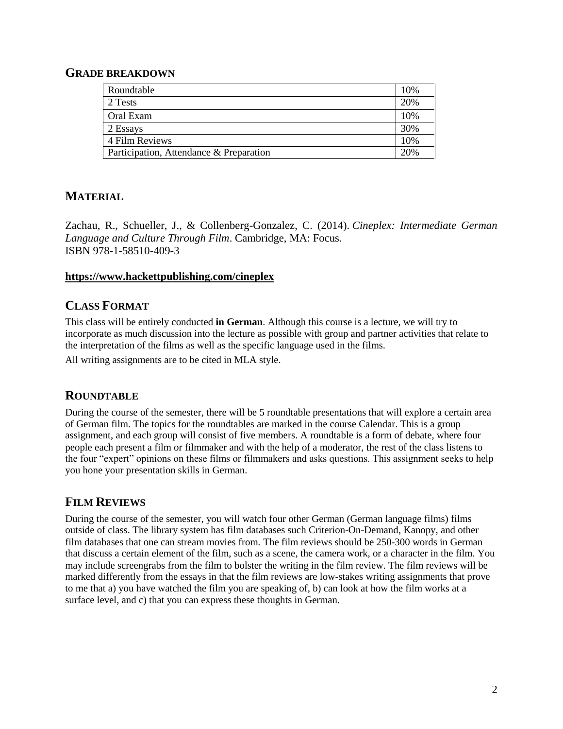## GRADE BREAKDOWN

| | |
|---|---|
| Roundtable | 10% |
| 2 Tests | 20% |
| Oral Exam | 10% |
| 2 Essays | 30% |
| 4 Film Reviews | 10% |
| Participation, Attendance & Preparation | 20% |

## MATERIAL

Zachau, R., Schueller, J., & Collenberg-Gonzalez, C. (2014). *Cineplex: Intermediate German Language and Culture Through Film*. Cambridge, MA: Focus.
ISBN 978-1-58510-409-3

**https://www.hackettpublishing.com/cineplex**

## CLASS FORMAT

This class will be entirely conducted **in German**. Although this course is a lecture, we will try to incorporate as much discussion into the lecture as possible with group and partner activities that relate to the interpretation of the films as well as the specific language used in the films.

All writing assignments are to be cited in MLA style.

## ROUNDTABLE

During the course of the semester, there will be 5 roundtable presentations that will explore a certain area of German film. The topics for the roundtables are marked in the course Calendar. This is a group assignment, and each group will consist of five members. A roundtable is a form of debate, where four people each present a film or filmmaker and with the help of a moderator, the rest of the class listens to the four "expert" opinions on these films or filmmakers and asks questions. This assignment seeks to help you hone your presentation skills in German.

## FILM REVIEWS

During the course of the semester, you will watch four other German (German language films) films outside of class. The library system has film databases such Criterion-On-Demand, Kanopy, and other film databases that one can stream movies from. The film reviews should be 250-300 words in German that discuss a certain element of the film, such as a scene, the camera work, or a character in the film. You may include screengrabs from the film to bolster the writing in the film review. The film reviews will be marked differently from the essays in that the film reviews are low-stakes writing assignments that prove to me that a) you have watched the film you are speaking of, b) can look at how the film works at a surface level, and c) that you can express these thoughts in German.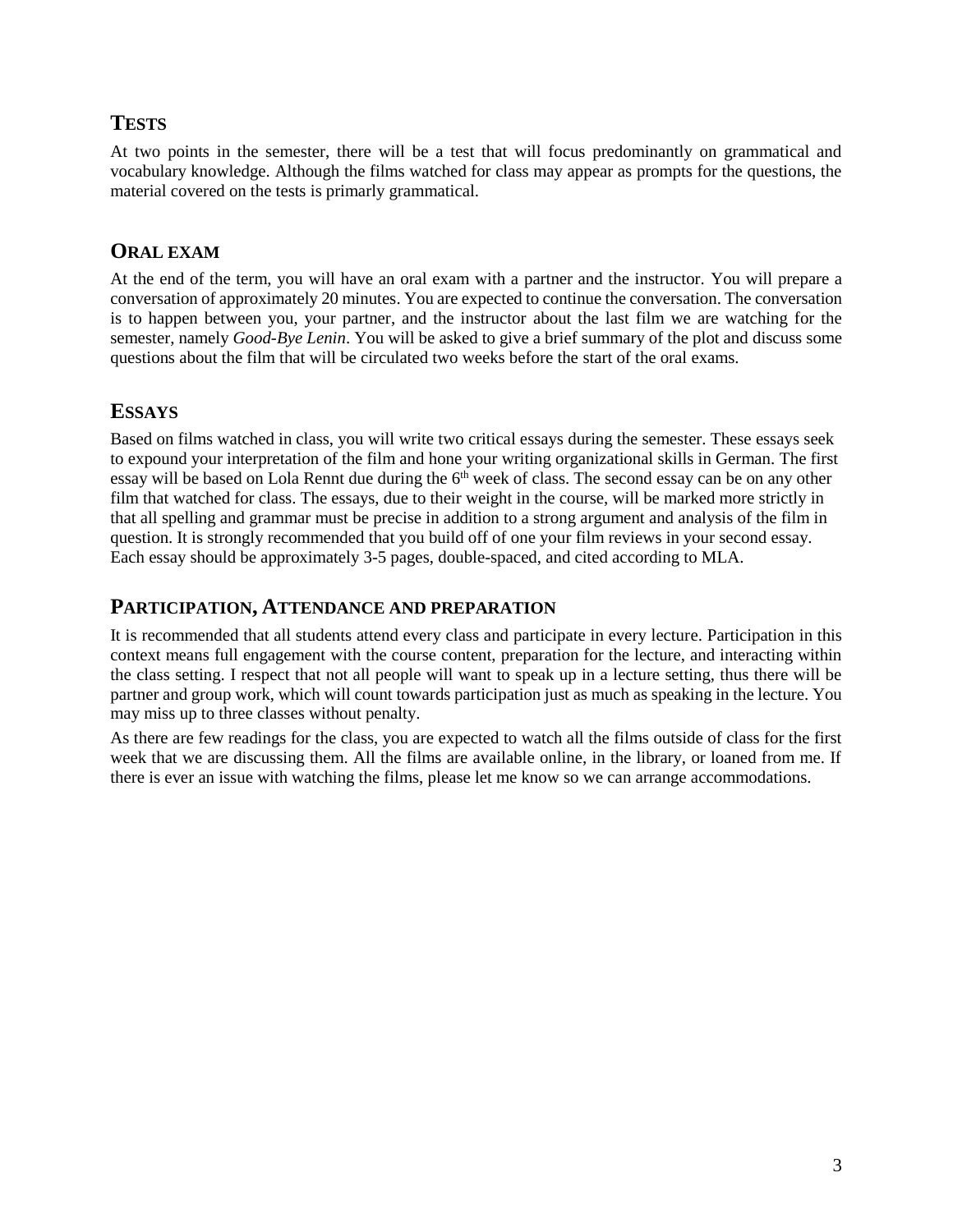## TESTS

At two points in the semester, there will be a test that will focus predominantly on grammatical and vocabulary knowledge. Although the films watched for class may appear as prompts for the questions, the material covered on the tests is primarly grammatical.

## ORAL EXAM

At the end of the term, you will have an oral exam with a partner and the instructor. You will prepare a conversation of approximately 20 minutes. You are expected to continue the conversation. The conversation is to happen between you, your partner, and the instructor about the last film we are watching for the semester, namely *Good-Bye Lenin*. You will be asked to give a brief summary of the plot and discuss some questions about the film that will be circulated two weeks before the start of the oral exams.

## ESSAYS

Based on films watched in class, you will write two critical essays during the semester. These essays seek to expound your interpretation of the film and hone your writing organizational skills in German. The first essay will be based on Lola Rennt due during the 6th week of class. The second essay can be on any other film that watched for class. The essays, due to their weight in the course, will be marked more strictly in that all spelling and grammar must be precise in addition to a strong argument and analysis of the film in question. It is strongly recommended that you build off of one your film reviews in your second essay. Each essay should be approximately 3-5 pages, double-spaced, and cited according to MLA.

## PARTICIPATION, ATTENDANCE AND PREPARATION

It is recommended that all students attend every class and participate in every lecture. Participation in this context means full engagement with the course content, preparation for the lecture, and interacting within the class setting. I respect that not all people will want to speak up in a lecture setting, thus there will be partner and group work, which will count towards participation just as much as speaking in the lecture. You may miss up to three classes without penalty.

As there are few readings for the class, you are expected to watch all the films outside of class for the first week that we are discussing them. All the films are available online, in the library, or loaned from me. If there is ever an issue with watching the films, please let me know so we can arrange accommodations.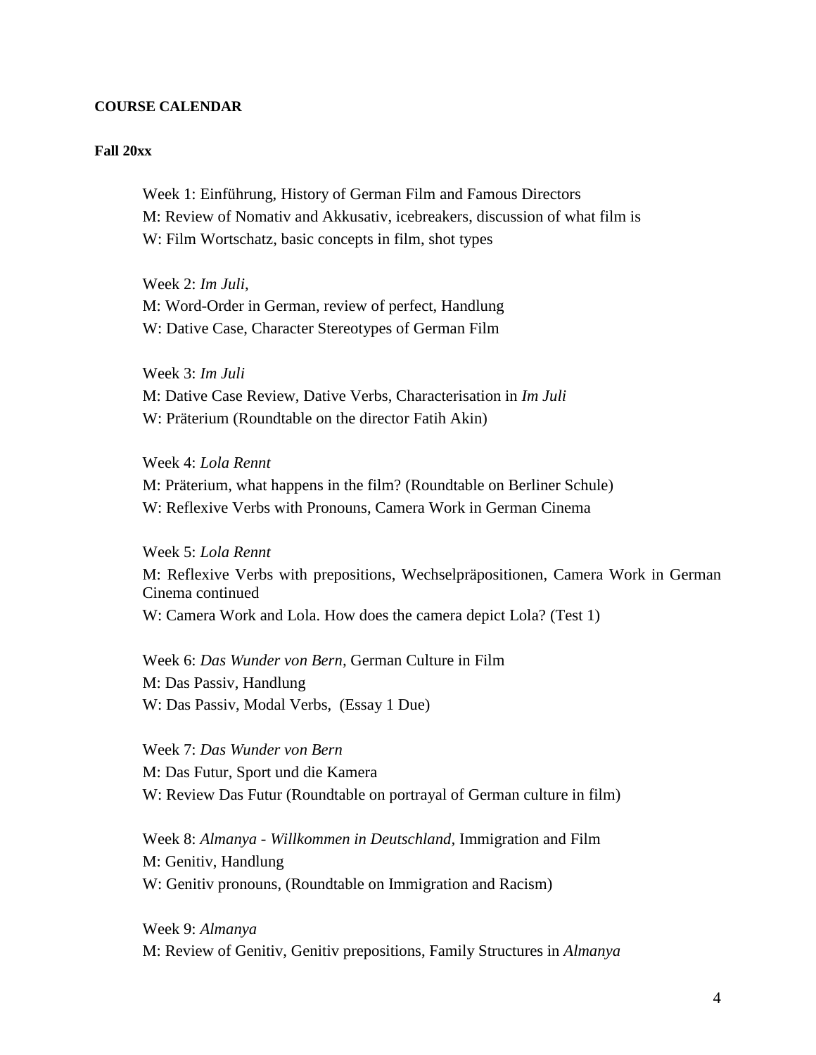**COURSE CALENDAR**

**Fall 20xx**

Week 1: Einführung, History of German Film and Famous Directors
M: Review of Nomativ and Akkusativ, icebreakers, discussion of what film is
W: Film Wortschatz, basic concepts in film, shot types

Week 2: *Im Juli,*
M: Word-Order in German, review of perfect, Handlung
W: Dative Case, Character Stereotypes of German Film

Week 3: *Im Juli*
M: Dative Case Review, Dative Verbs, Characterisation in *Im Juli*
W: Präterium (Roundtable on the director Fatih Akin)

Week 4: *Lola Rennt*
M: Präterium, what happens in the film? (Roundtable on Berliner Schule)
W: Reflexive Verbs with Pronouns, Camera Work in German Cinema

Week 5: *Lola Rennt*
M: Reflexive Verbs with prepositions, Wechselpräpositionen, Camera Work in German Cinema continued
W: Camera Work and Lola. How does the camera depict Lola? (Test 1)

Week 6: *Das Wunder von Bern*, German Culture in Film
M: Das Passiv, Handlung
W: Das Passiv, Modal Verbs, (Essay 1 Due)

Week 7: *Das Wunder von Bern*
M: Das Futur, Sport und die Kamera
W: Review Das Futur (Roundtable on portrayal of German culture in film)

Week 8: *Almanya - Willkommen in Deutschland,* Immigration and Film
M: Genitiv, Handlung
W: Genitiv pronouns, (Roundtable on Immigration and Racism)

Week 9: *Almanya*
M: Review of Genitiv, Genitiv prepositions, Family Structures in *Almanya*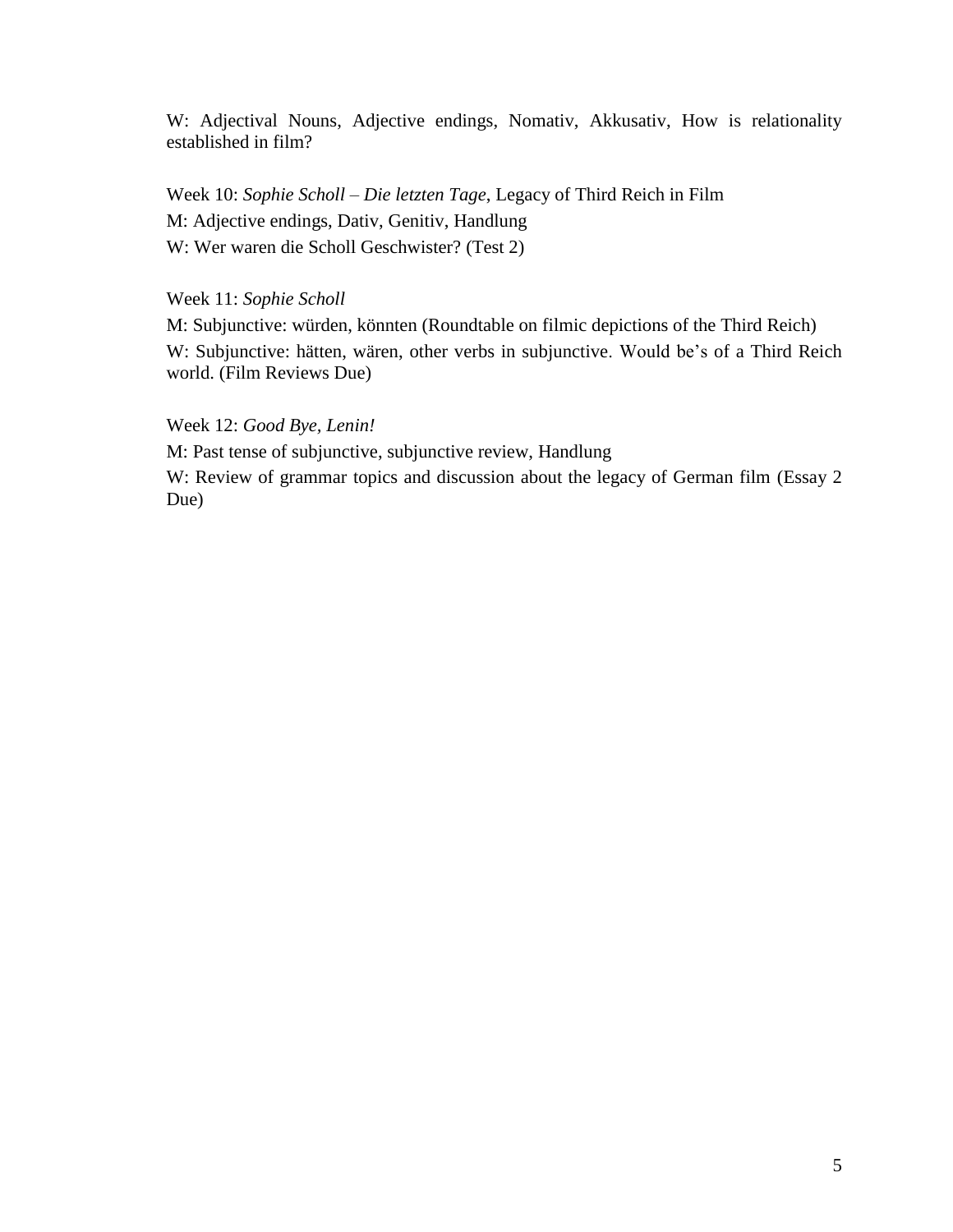W: Adjectival Nouns, Adjective endings, Nomativ, Akkusativ, How is relationality established in film?

Week 10: *Sophie Scholl – Die letzten Tage*, Legacy of Third Reich in Film

M: Adjective endings, Dativ, Genitiv, Handlung

W: Wer waren die Scholl Geschwister? (Test 2)

Week 11: *Sophie Scholl*

M: Subjunctive: würden, könnten (Roundtable on filmic depictions of the Third Reich)

W: Subjunctive: hätten, wären, other verbs in subjunctive. Would be's of a Third Reich world. (Film Reviews Due)

Week 12: *Good Bye, Lenin!*

M: Past tense of subjunctive, subjunctive review, Handlung

W: Review of grammar topics and discussion about the legacy of German film (Essay 2 Due)